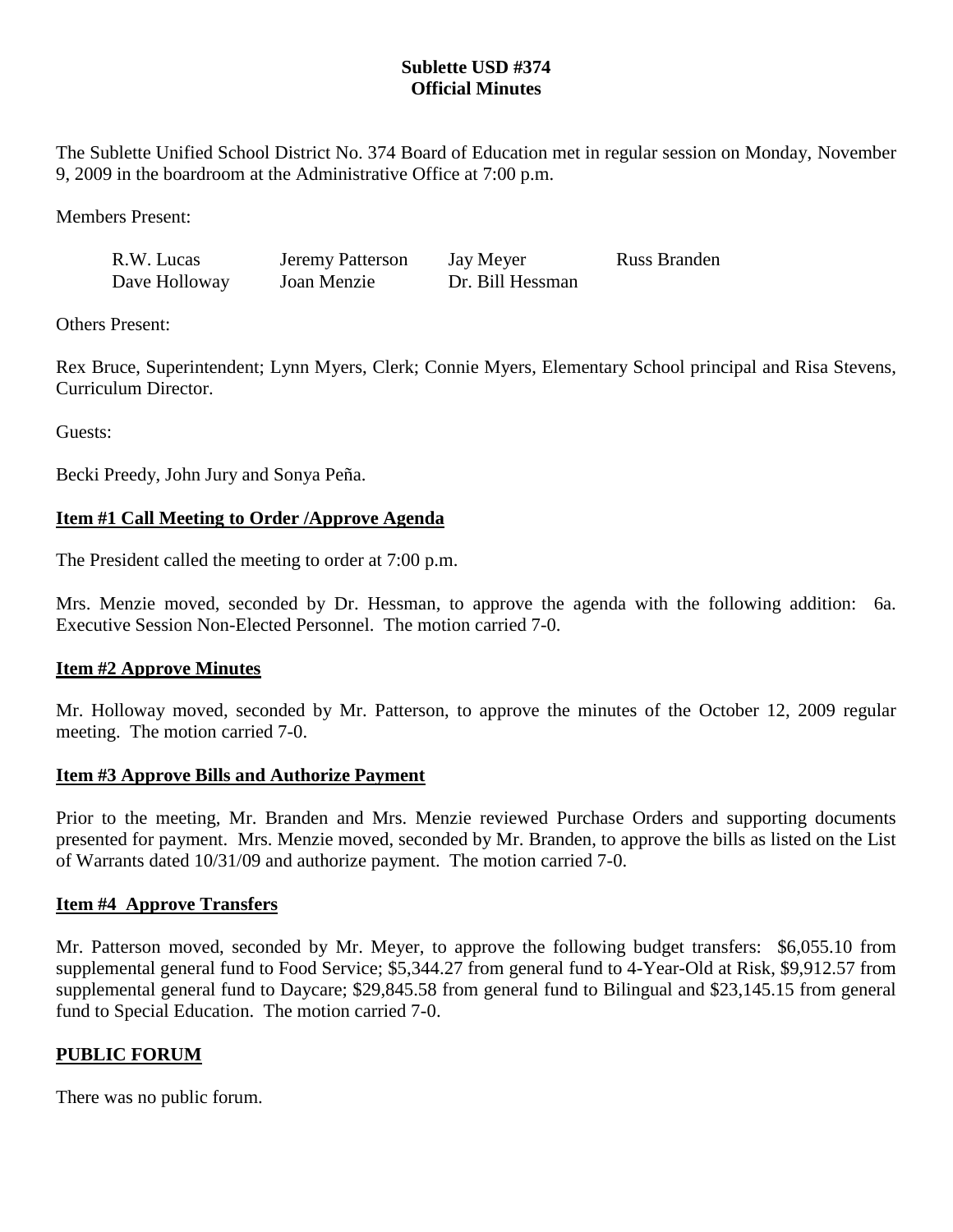**Sublette USD #374**
**Official Minutes**

The Sublette Unified School District No. 374 Board of Education met in regular session on Monday, November 9, 2009 in the boardroom at the Administrative Office at 7:00 p.m.

Members Present:

| | | | |
|---|---|---|---|
| R.W. Lucas | Jeremy Patterson | Jay Meyer | Russ Branden |
| Dave Holloway | Joan Menzie | Dr. Bill Hessman | |

Others Present:

Rex Bruce, Superintendent; Lynn Myers, Clerk; Connie Myers, Elementary School principal and Risa Stevens, Curriculum Director.

Guests:

Becki Preedy, John Jury and Sonya Peña.

## Item #1 Call Meeting to Order /Approve Agenda

The President called the meeting to order at 7:00 p.m.

Mrs. Menzie moved, seconded by Dr. Hessman, to approve the agenda with the following addition: 6a. Executive Session Non-Elected Personnel. The motion carried 7-0.

## Item #2 Approve Minutes

Mr. Holloway moved, seconded by Mr. Patterson, to approve the minutes of the October 12, 2009 regular meeting. The motion carried 7-0.

## Item #3 Approve Bills and Authorize Payment

Prior to the meeting, Mr. Branden and Mrs. Menzie reviewed Purchase Orders and supporting documents presented for payment. Mrs. Menzie moved, seconded by Mr. Branden, to approve the bills as listed on the List of Warrants dated 10/31/09 and authorize payment. The motion carried 7-0.

## Item #4 Approve Transfers

Mr. Patterson moved, seconded by Mr. Meyer, to approve the following budget transfers: $6,055.10 from supplemental general fund to Food Service; $5,344.27 from general fund to 4-Year-Old at Risk, $9,912.57 from supplemental general fund to Daycare; $29,845.58 from general fund to Bilingual and $23,145.15 from general fund to Special Education. The motion carried 7-0.

## PUBLIC FORUM

There was no public forum.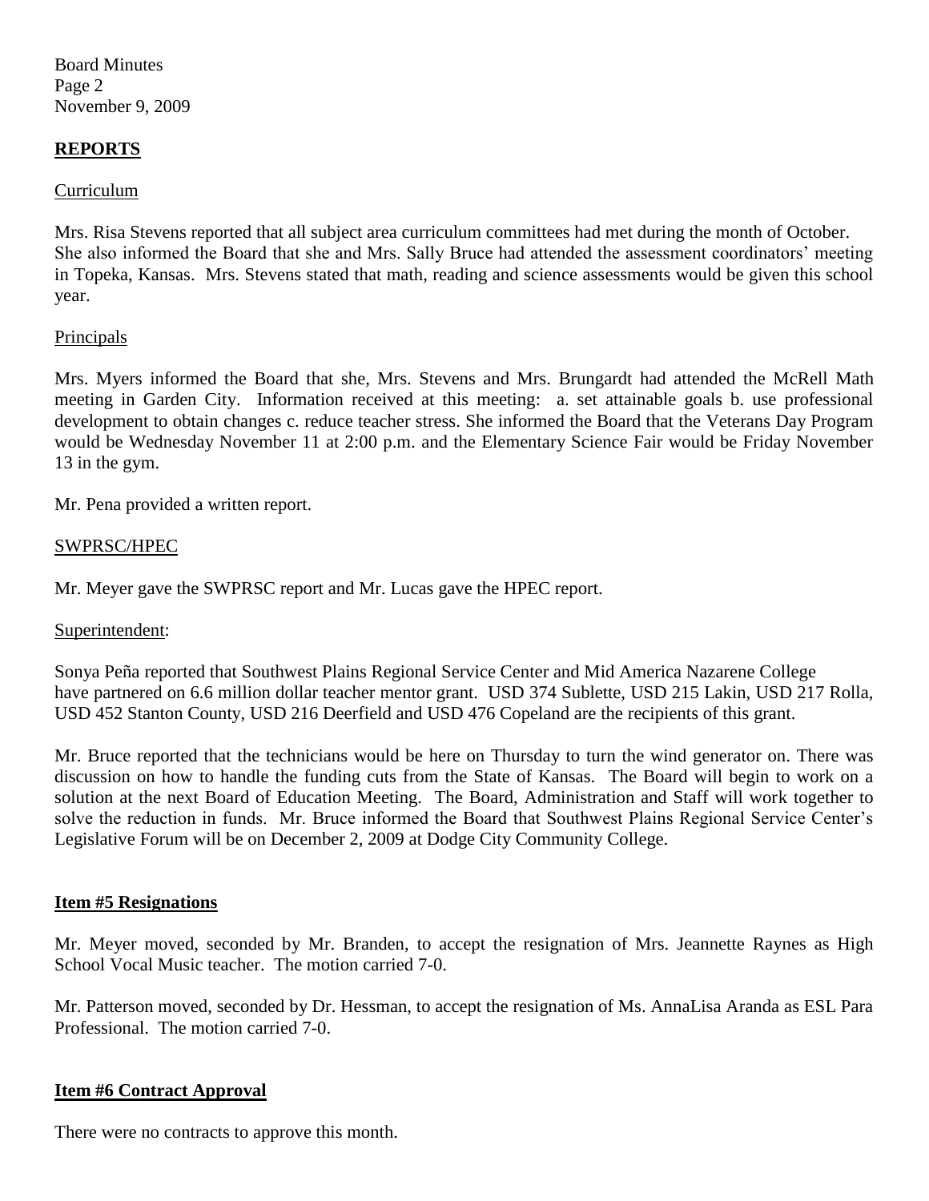## REPORTS

### Curriculum

Mrs. Risa Stevens reported that all subject area curriculum committees had met during the month of October. She also informed the Board that she and Mrs. Sally Bruce had attended the assessment coordinators' meeting in Topeka, Kansas. Mrs. Stevens stated that math, reading and science assessments would be given this school year.

### Principals

Mrs. Myers informed the Board that she, Mrs. Stevens and Mrs. Brungardt had attended the McRell Math meeting in Garden City. Information received at this meeting: a. set attainable goals b. use professional development to obtain changes c. reduce teacher stress. She informed the Board that the Veterans Day Program would be Wednesday November 11 at 2:00 p.m. and the Elementary Science Fair would be Friday November 13 in the gym.

Mr. Pena provided a written report.

### SWPRSC/HPEC

Mr. Meyer gave the SWPRSC report and Mr. Lucas gave the HPEC report.

### Superintendent:

Sonya Peña reported that Southwest Plains Regional Service Center and Mid America Nazarene College have partnered on 6.6 million dollar teacher mentor grant. USD 374 Sublette, USD 215 Lakin, USD 217 Rolla, USD 452 Stanton County, USD 216 Deerfield and USD 476 Copeland are the recipients of this grant.

Mr. Bruce reported that the technicians would be here on Thursday to turn the wind generator on. There was discussion on how to handle the funding cuts from the State of Kansas. The Board will begin to work on a solution at the next Board of Education Meeting. The Board, Administration and Staff will work together to solve the reduction in funds. Mr. Bruce informed the Board that Southwest Plains Regional Service Center's Legislative Forum will be on December 2, 2009 at Dodge City Community College.

## Item #5 Resignations

Mr. Meyer moved, seconded by Mr. Branden, to accept the resignation of Mrs. Jeannette Raynes as High School Vocal Music teacher. The motion carried 7-0.

Mr. Patterson moved, seconded by Dr. Hessman, to accept the resignation of Ms. AnnaLisa Aranda as ESL Para Professional. The motion carried 7-0.

## Item #6 Contract Approval

There were no contracts to approve this month.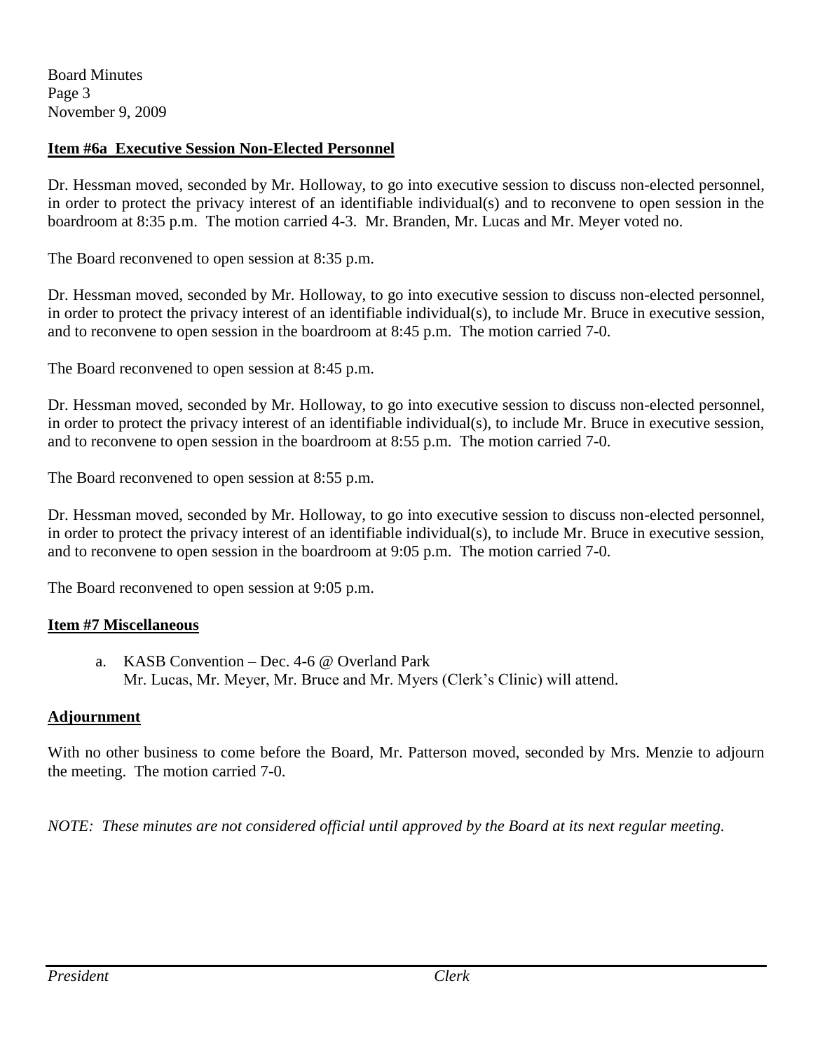### **Item #6a Executive Session Non-Elected Personnel**

Dr. Hessman moved, seconded by Mr. Holloway, to go into executive session to discuss non-elected personnel, in order to protect the privacy interest of an identifiable individual(s) and to reconvene to open session in the boardroom at 8:35 p.m. The motion carried 4-3. Mr. Branden, Mr. Lucas and Mr. Meyer voted no.

The Board reconvened to open session at 8:35 p.m.

Dr. Hessman moved, seconded by Mr. Holloway, to go into executive session to discuss non-elected personnel, in order to protect the privacy interest of an identifiable individual(s), to include Mr. Bruce in executive session, and to reconvene to open session in the boardroom at 8:45 p.m. The motion carried 7-0.

The Board reconvened to open session at 8:45 p.m.

Dr. Hessman moved, seconded by Mr. Holloway, to go into executive session to discuss non-elected personnel, in order to protect the privacy interest of an identifiable individual(s), to include Mr. Bruce in executive session, and to reconvene to open session in the boardroom at 8:55 p.m. The motion carried 7-0.

The Board reconvened to open session at 8:55 p.m.

Dr. Hessman moved, seconded by Mr. Holloway, to go into executive session to discuss non-elected personnel, in order to protect the privacy interest of an identifiable individual(s), to include Mr. Bruce in executive session, and to reconvene to open session in the boardroom at 9:05 p.m. The motion carried 7-0.

The Board reconvened to open session at 9:05 p.m.

### **Item #7 Miscellaneous**

a. KASB Convention – Dec. 4-6 @ Overland Park
   Mr. Lucas, Mr. Meyer, Mr. Bruce and Mr. Myers (Clerk's Clinic) will attend.

### **Adjournment**

With no other business to come before the Board, Mr. Patterson moved, seconded by Mrs. Menzie to adjourn the meeting. The motion carried 7-0.

*NOTE: These minutes are not considered official until approved by the Board at its next regular meeting.*

*President* *Clerk*